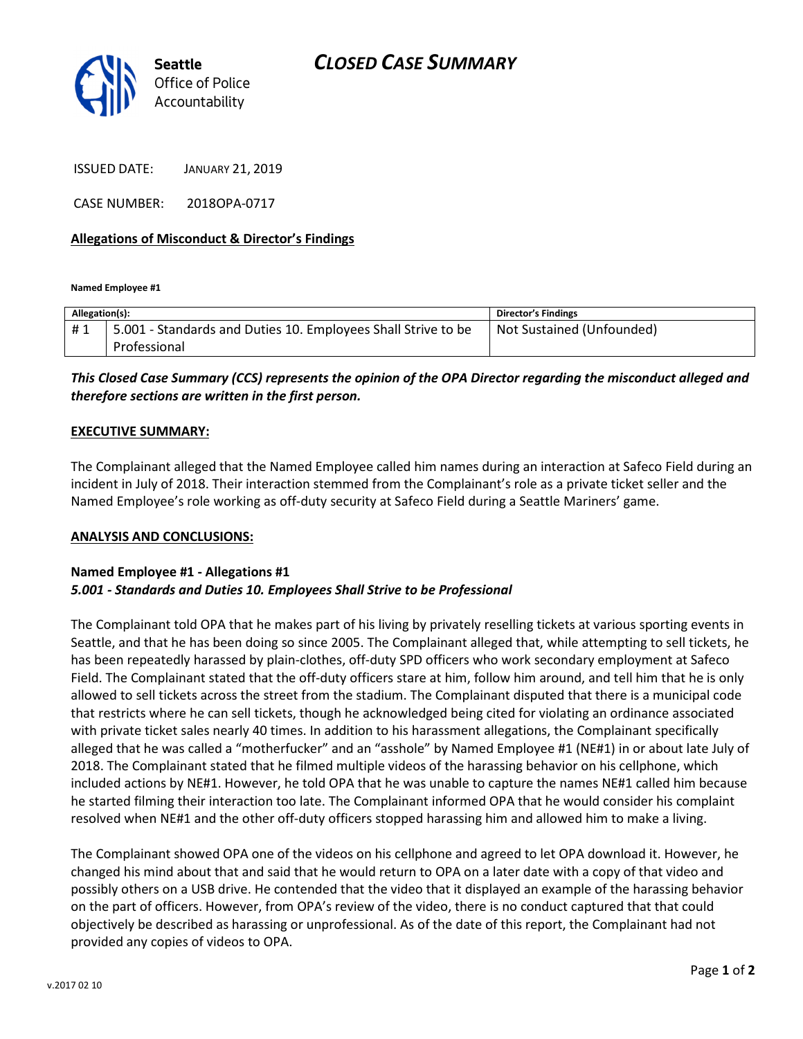# CLOSED CASE SUMMARY

Seattle Office of Police Accountability

ISSUED DATE: JANUARY 21, 2019

CASE NUMBER: 2018OPA-0717

**Allegations of Misconduct & Director's Findings**

**Named Employee #1**

| Allegation(s): | | Director's Findings |
|---|---|---|
| # 1 | 5.001 - Standards and Duties 10. Employees Shall Strive to be Professional | Not Sustained (Unfounded) |

***This Closed Case Summary (CCS) represents the opinion of the OPA Director regarding the misconduct alleged and therefore sections are written in the first person.***

**EXECUTIVE SUMMARY:**

The Complainant alleged that the Named Employee called him names during an interaction at Safeco Field during an incident in July of 2018. Their interaction stemmed from the Complainant's role as a private ticket seller and the Named Employee's role working as off-duty security at Safeco Field during a Seattle Mariners' game.

**ANALYSIS AND CONCLUSIONS:**

**Named Employee #1 - Allegations #1**
***5.001 - Standards and Duties 10. Employees Shall Strive to be Professional***

The Complainant told OPA that he makes part of his living by privately reselling tickets at various sporting events in Seattle, and that he has been doing so since 2005. The Complainant alleged that, while attempting to sell tickets, he has been repeatedly harassed by plain-clothes, off-duty SPD officers who work secondary employment at Safeco Field. The Complainant stated that the off-duty officers stare at him, follow him around, and tell him that he is only allowed to sell tickets across the street from the stadium. The Complainant disputed that there is a municipal code that restricts where he can sell tickets, though he acknowledged being cited for violating an ordinance associated with private ticket sales nearly 40 times. In addition to his harassment allegations, the Complainant specifically alleged that he was called a "motherfucker" and an "asshole" by Named Employee #1 (NE#1) in or about late July of 2018. The Complainant stated that he filmed multiple videos of the harassing behavior on his cellphone, which included actions by NE#1. However, he told OPA that he was unable to capture the names NE#1 called him because he started filming their interaction too late. The Complainant informed OPA that he would consider his complaint resolved when NE#1 and the other off-duty officers stopped harassing him and allowed him to make a living.

The Complainant showed OPA one of the videos on his cellphone and agreed to let OPA download it. However, he changed his mind about that and said that he would return to OPA on a later date with a copy of that video and possibly others on a USB drive. He contended that the video that it displayed an example of the harassing behavior on the part of officers. However, from OPA's review of the video, there is no conduct captured that that could objectively be described as harassing or unprofessional. As of the date of this report, the Complainant had not provided any copies of videos to OPA.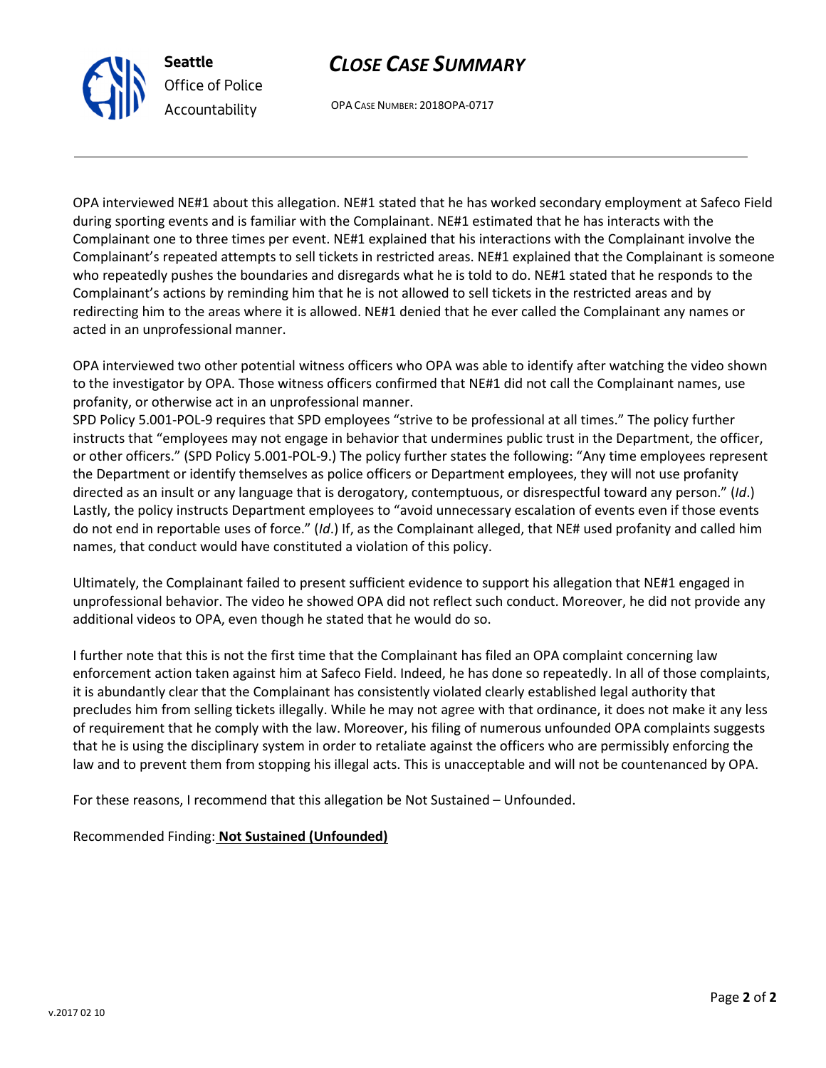OPA interviewed NE#1 about this allegation. NE#1 stated that he has worked secondary employment at Safeco Field during sporting events and is familiar with the Complainant. NE#1 estimated that he has interacts with the Complainant one to three times per event. NE#1 explained that his interactions with the Complainant involve the Complainant's repeated attempts to sell tickets in restricted areas. NE#1 explained that the Complainant is someone who repeatedly pushes the boundaries and disregards what he is told to do. NE#1 stated that he responds to the Complainant's actions by reminding him that he is not allowed to sell tickets in the restricted areas and by redirecting him to the areas where it is allowed. NE#1 denied that he ever called the Complainant any names or acted in an unprofessional manner.

OPA interviewed two other potential witness officers who OPA was able to identify after watching the video shown to the investigator by OPA. Those witness officers confirmed that NE#1 did not call the Complainant names, use profanity, or otherwise act in an unprofessional manner.

SPD Policy 5.001-POL-9 requires that SPD employees "strive to be professional at all times." The policy further instructs that "employees may not engage in behavior that undermines public trust in the Department, the officer, or other officers." (SPD Policy 5.001-POL-9.) The policy further states the following: "Any time employees represent the Department or identify themselves as police officers or Department employees, they will not use profanity directed as an insult or any language that is derogatory, contemptuous, or disrespectful toward any person." (*Id*.) Lastly, the policy instructs Department employees to "avoid unnecessary escalation of events even if those events do not end in reportable uses of force." (*Id*.) If, as the Complainant alleged, that NE# used profanity and called him names, that conduct would have constituted a violation of this policy.

Ultimately, the Complainant failed to present sufficient evidence to support his allegation that NE#1 engaged in unprofessional behavior. The video he showed OPA did not reflect such conduct. Moreover, he did not provide any additional videos to OPA, even though he stated that he would do so.

I further note that this is not the first time that the Complainant has filed an OPA complaint concerning law enforcement action taken against him at Safeco Field. Indeed, he has done so repeatedly. In all of those complaints, it is abundantly clear that the Complainant has consistently violated clearly established legal authority that precludes him from selling tickets illegally. While he may not agree with that ordinance, it does not make it any less of requirement that he comply with the law. Moreover, his filing of numerous unfounded OPA complaints suggests that he is using the disciplinary system in order to retaliate against the officers who are permissibly enforcing the law and to prevent them from stopping his illegal acts. This is unacceptable and will not be countenanced by OPA.

For these reasons, I recommend that this allegation be Not Sustained – Unfounded.

Recommended Finding: **Not Sustained (Unfounded)**